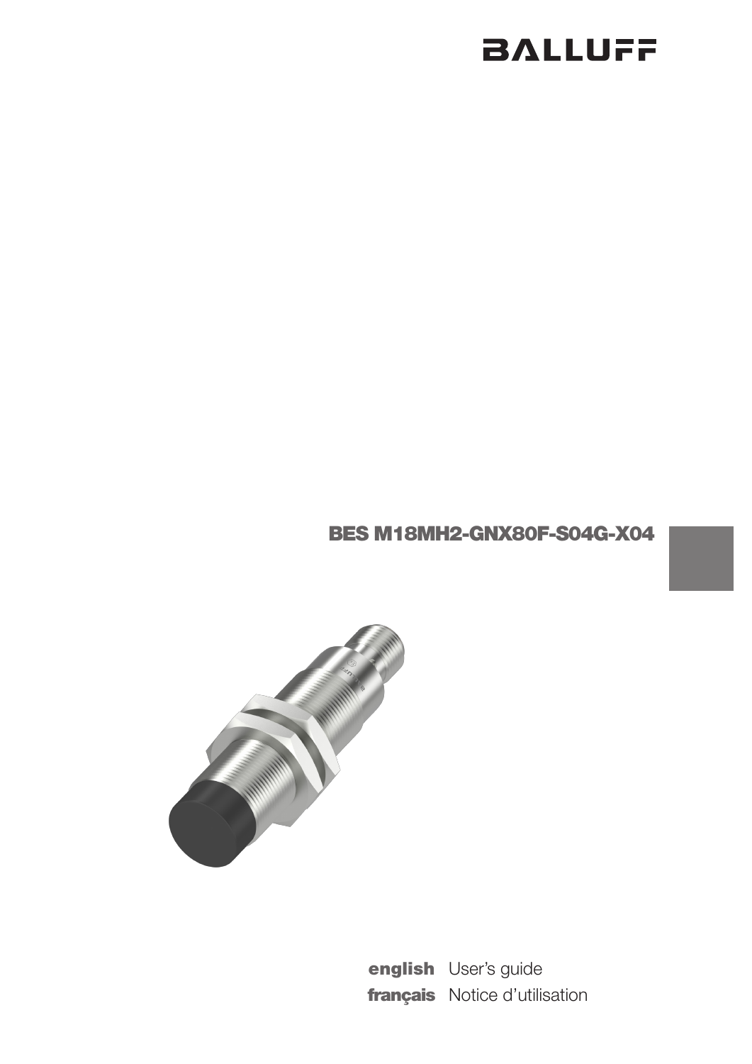BALLUFF

# BES M18MH2-GNX80F-S04G-X04

**english** User's guide
**français** Notice d'utilisation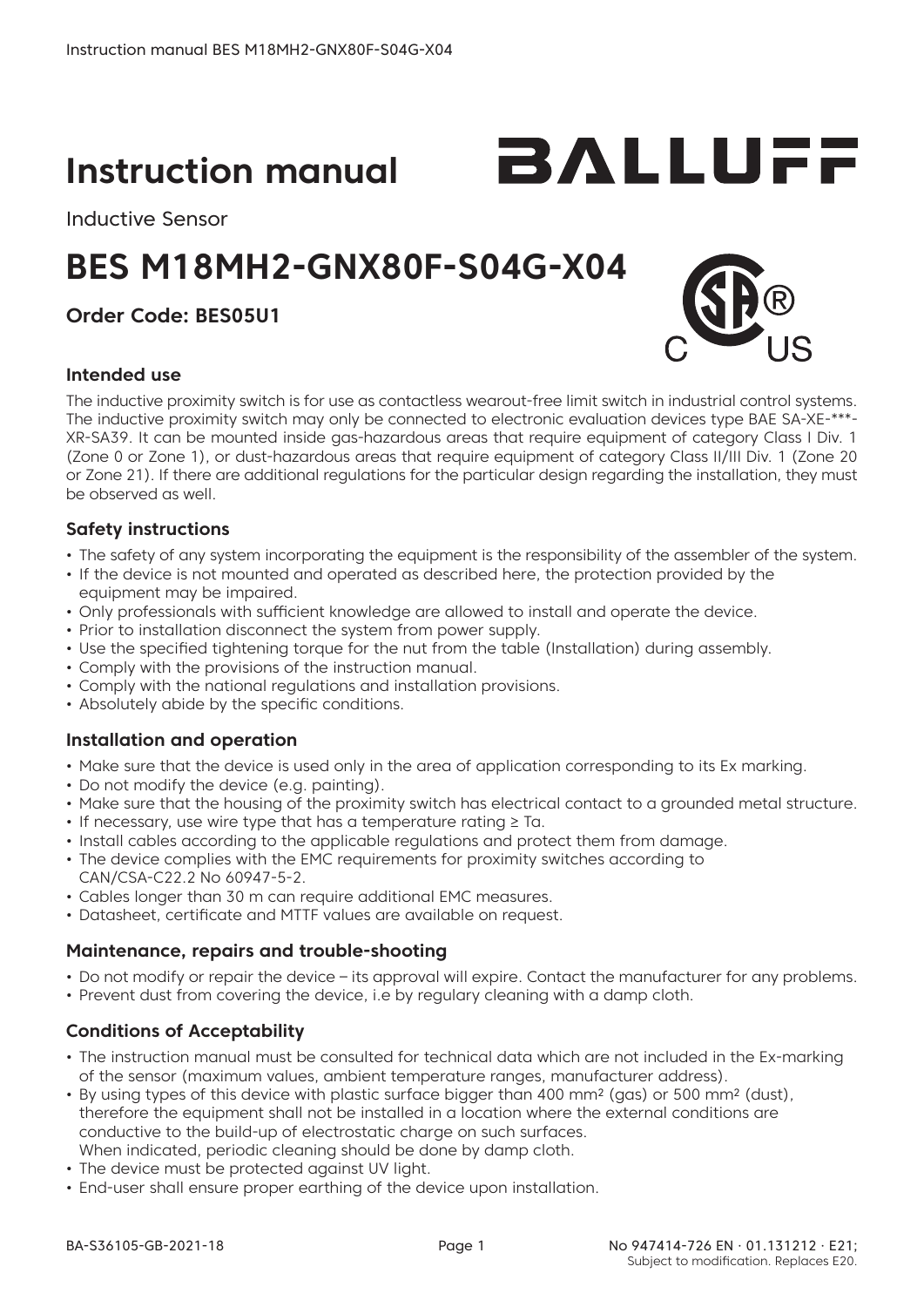# Instruction manual

BALLUFF

Inductive Sensor

# BES M18MH2-GNX80F-S04G-X04

### Order Code: BES05U1

### Intended use

The inductive proximity switch is for use as contactless wearout-free limit switch in industrial control systems. The inductive proximity switch may only be connected to electronic evaluation devices type BAE SA-XE-***-XR-SA39. It can be mounted inside gas-hazardous areas that require equipment of category Class I Div. 1 (Zone 0 or Zone 1), or dust-hazardous areas that require equipment of category Class II/III Div. 1 (Zone 20 or Zone 21). If there are additional regulations for the particular design regarding the installation, they must be observed as well.

### Safety instructions

- The safety of any system incorporating the equipment is the responsibility of the assembler of the system.
- If the device is not mounted and operated as described here, the protection provided by the equipment may be impaired.
- Only professionals with sufficient knowledge are allowed to install and operate the device.
- Prior to installation disconnect the system from power supply.
- Use the specified tightening torque for the nut from the table (Installation) during assembly.
- Comply with the provisions of the instruction manual.
- Comply with the national regulations and installation provisions.
- Absolutely abide by the specific conditions.

### Installation and operation

- Make sure that the device is used only in the area of application corresponding to its Ex marking.
- Do not modify the device (e.g. painting).
- Make sure that the housing of the proximity switch has electrical contact to a grounded metal structure.
- If necessary, use wire type that has a temperature rating ≥ Ta.
- Install cables according to the applicable regulations and protect them from damage.
- The device complies with the EMC requirements for proximity switches according to CAN/CSA-C22.2 No 60947-5-2.
- Cables longer than 30 m can require additional EMC measures.
- Datasheet, certificate and MTTF values are available on request.

### Maintenance, repairs and trouble-shooting

- Do not modify or repair the device – its approval will expire. Contact the manufacturer for any problems.
- Prevent dust from covering the device, i.e by regulary cleaning with a damp cloth.

### Conditions of Acceptability

- The instruction manual must be consulted for technical data which are not included in the Ex-marking of the sensor (maximum values, ambient temperature ranges, manufacturer address).
- By using types of this device with plastic surface bigger than 400 mm² (gas) or 500 mm² (dust), therefore the equipment shall not be installed in a location where the external conditions are conductive to the build-up of electrostatic charge on such surfaces.
  When indicated, periodic cleaning should be done by damp cloth.
- The device must be protected against UV light.
- End-user shall ensure proper earthing of the device upon installation.

BA-S36105-GB-2021-18

No 947414-726 EN · 01.131212 · E21;
Subject to modification. Replaces E20.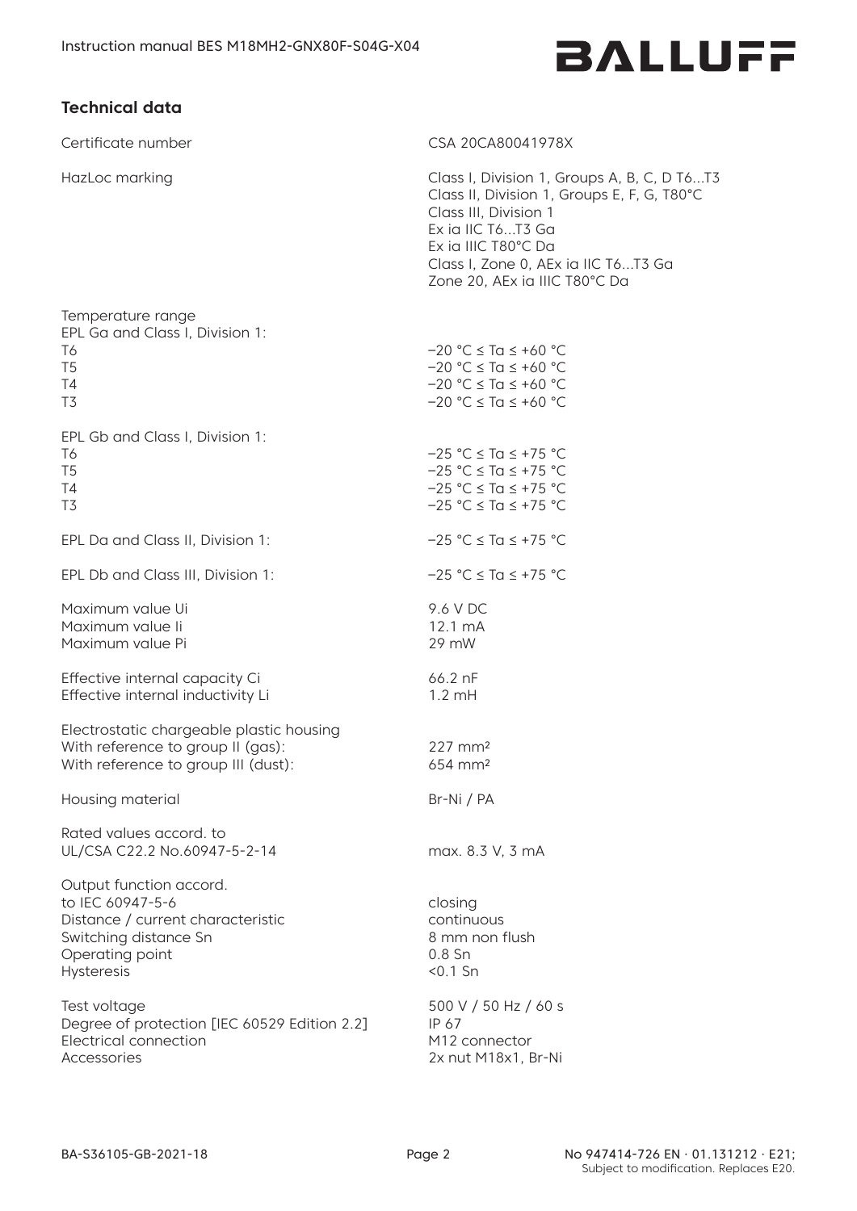## Technical data

| | |
|---|---|
| Certificate number | CSA 20CA80041978X |
| HazLoc marking | Class I, Division 1, Groups A, B, C, D T6...T3<br>Class II, Division 1, Groups E, F, G, T80°C<br>Class III, Division 1<br>Ex ia IIC T6...T3 Ga<br>Ex ia IIIC T80°C Da<br>Class I, Zone 0, AEx ia IIC T6...T3 Ga<br>Zone 20, AEx ia IIIC T80°C Da |
| Temperature range<br>EPL Ga and Class I, Division 1:<br>T6<br>T5<br>T4<br>T3 | <br><br>–20 °C ≤ Ta ≤ +60 °C<br>–20 °C ≤ Ta ≤ +60 °C<br>–20 °C ≤ Ta ≤ +60 °C<br>–20 °C ≤ Ta ≤ +60 °C |
| EPL Gb and Class I, Division 1:<br>T6<br>T5<br>T4<br>T3 | <br>–25 °C ≤ Ta ≤ +75 °C<br>–25 °C ≤ Ta ≤ +75 °C<br>–25 °C ≤ Ta ≤ +75 °C<br>–25 °C ≤ Ta ≤ +75 °C |
| EPL Da and Class II, Division 1: | –25 °C ≤ Ta ≤ +75 °C |
| EPL Db and Class III, Division 1: | –25 °C ≤ Ta ≤ +75 °C |
| Maximum value Ui<br>Maximum value Ii<br>Maximum value Pi | 9.6 V DC<br>12.1 mA<br>29 mW |
| Effective internal capacity Ci<br>Effective internal inductivity Li | 66.2 nF<br>1.2 mH |
| Electrostatic chargeable plastic housing<br>With reference to group II (gas):<br>With reference to group III (dust): | <br>227 mm²<br>654 mm² |
| Housing material | Br-Ni / PA |
| Rated values accord. to<br>UL/CSA C22.2 No.60947-5-2-14 | <br>max. 8.3 V, 3 mA |
| Output function accord.<br>to IEC 60947-5-6<br>Distance / current characteristic<br>Switching distance Sn<br>Operating point<br>Hysteresis | <br>closing<br>continuous<br>8 mm non flush<br>0.8 Sn<br><0.1 Sn |
| Test voltage<br>Degree of protection [IEC 60529 Edition 2.2]<br>Electrical connection<br>Accessories | 500 V / 50 Hz / 60 s<br>IP 67<br>M12 connector<br>2x nut M18x1, Br-Ni |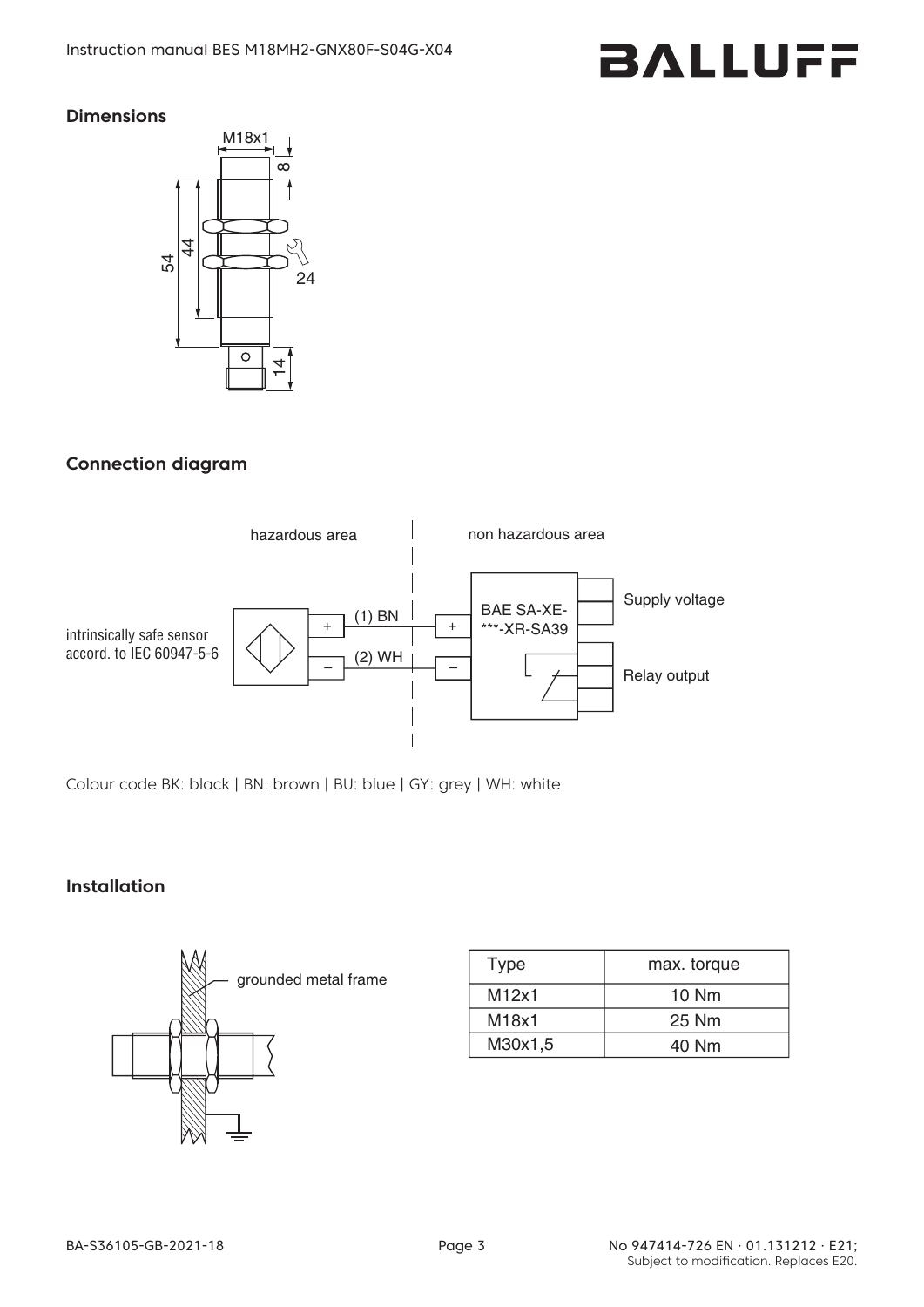## Dimensions

## Connection diagram

Colour code BK: black | BN: brown | BU: blue | GY: grey | WH: white

## Installation

| Type | max. torque |
|---|---|
| M12x1 | 10 Nm |
| M18x1 | 25 Nm |
| M30x1,5 | 40 Nm |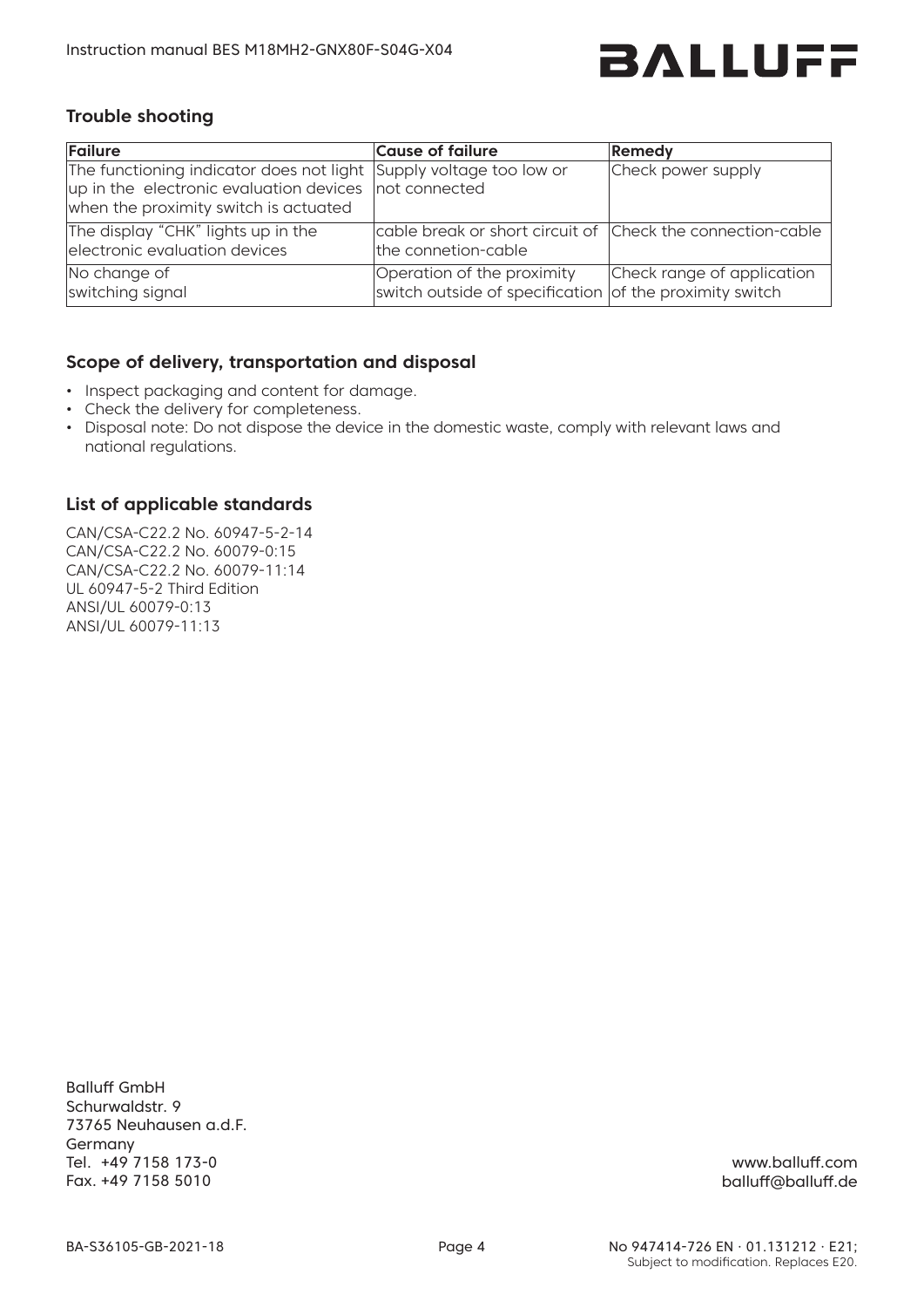## Trouble shooting

| Failure | Cause of failure | Remedy |
|---|---|---|
| The functioning indicator does not light up in the electronic evaluation devices when the proximity switch is actuated | Supply voltage too low or not connected | Check power supply |
| The display "CHK" lights up in the electronic evaluation devices | cable break or short circuit of the connetion-cable | Check the connection-cable |
| No change of switching signal | Operation of the proximity switch outside of specification | Check range of application of the proximity switch |

## Scope of delivery, transportation and disposal

- Inspect packaging and content for damage.
- Check the delivery for completeness.
- Disposal note: Do not dispose the device in the domestic waste, comply with relevant laws and national regulations.

## List of applicable standards

CAN/CSA-C22.2 No. 60947-5-2-14
CAN/CSA-C22.2 No. 60079-0:15
CAN/CSA-C22.2 No. 60079-11:14
UL 60947-5-2 Third Edition
ANSI/UL 60079-0:13
ANSI/UL 60079-11:13

Balluff GmbH
Schurwaldstr. 9
73765 Neuhausen a.d.F.
Germany
Tel. +49 7158 173-0
Fax. +49 7158 5010

www.balluff.com
balluff@balluff.de

BA-S36105-GB-2021-18

No 947414-726 EN · 01.131212 · E21;
Subject to modification. Replaces E20.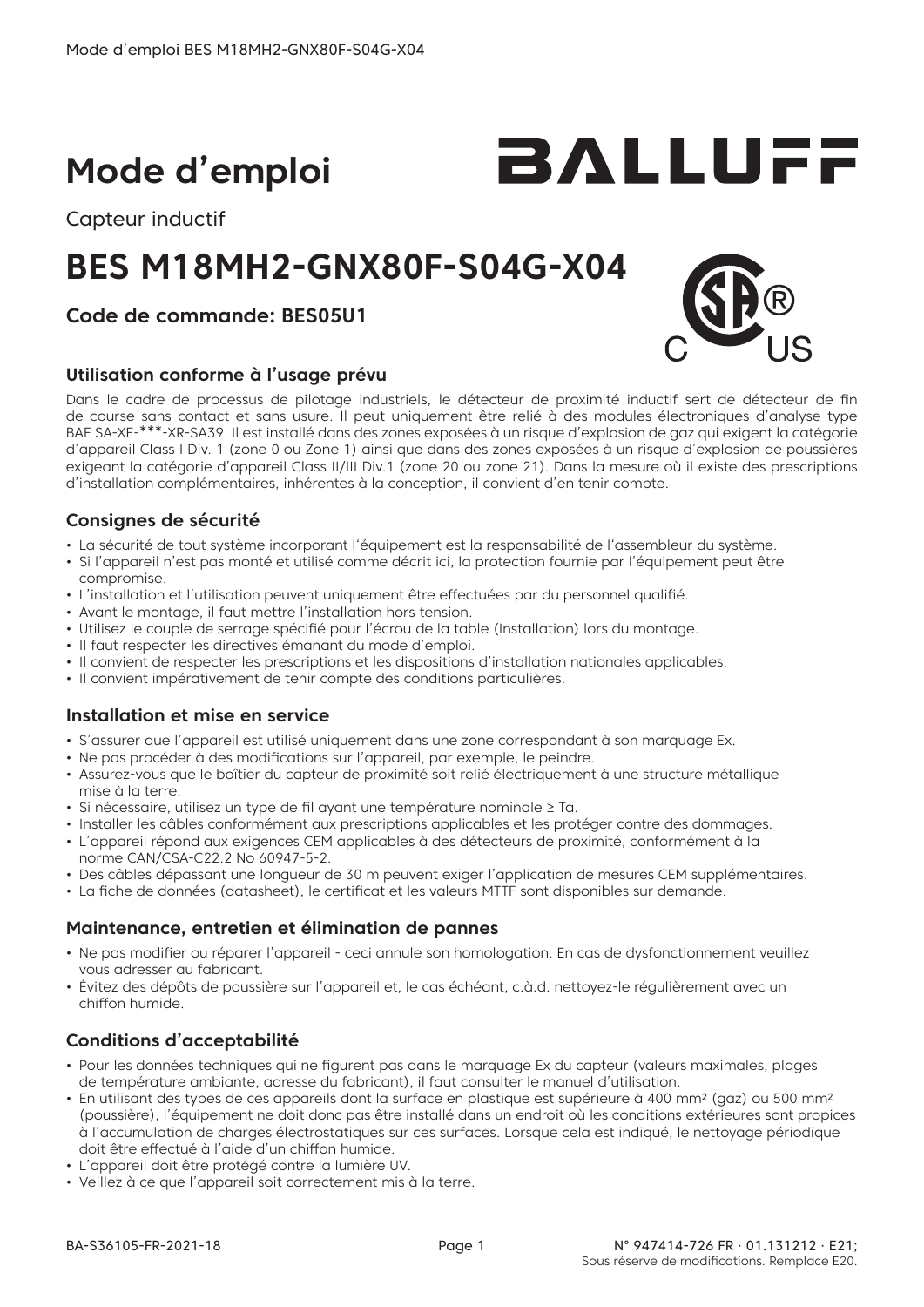# Mode d'emploi

Capteur inductif

# BES M18MH2-GNX80F-S04G-X04

### Code de commande: BES05U1

### Utilisation conforme à l'usage prévu

Dans le cadre de processus de pilotage industriels, le détecteur de proximité inductif sert de détecteur de fin de course sans contact et sans usure. Il peut uniquement être relié à des modules électroniques d'analyse type BAE SA-XE-***-XR-SA39. Il est installé dans des zones exposées à un risque d'explosion de gaz qui exigent la catégorie d'appareil Class I Div. 1 (zone 0 ou Zone 1) ainsi que dans des zones exposées à un risque d'explosion de poussières exigeant la catégorie d'appareil Class II/III Div.1 (zone 20 ou zone 21). Dans la mesure où il existe des prescriptions d'installation complémentaires, inhérentes à la conception, il convient d'en tenir compte.

### Consignes de sécurité

- La sécurité de tout système incorporant l'équipement est la responsabilité de l'assembleur du système.
- Si l'appareil n'est pas monté et utilisé comme décrit ici, la protection fournie par l'équipement peut être compromise.
- L'installation et l'utilisation peuvent uniquement être effectuées par du personnel qualifié.
- Avant le montage, il faut mettre l'installation hors tension.
- Utilisez le couple de serrage spécifié pour l'écrou de la table (Installation) lors du montage.
- Il faut respecter les directives émanant du mode d'emploi.
- Il convient de respecter les prescriptions et les dispositions d'installation nationales applicables.
- Il convient impérativement de tenir compte des conditions particulières.

### Installation et mise en service

- S'assurer que l'appareil est utilisé uniquement dans une zone correspondant à son marquage Ex.
- Ne pas procéder à des modifications sur l'appareil, par exemple, le peindre.
- Assurez-vous que le boîtier du capteur de proximité soit relié électriquement à une structure métallique mise à la terre.
- Si nécessaire, utilisez un type de fil ayant une température nominale ≥ Ta.
- Installer les câbles conformément aux prescriptions applicables et les protéger contre des dommages.
- L'appareil répond aux exigences CEM applicables à des détecteurs de proximité, conformément à la norme CAN/CSA-C22.2 No 60947-5-2.
- Des câbles dépassant une longueur de 30 m peuvent exiger l'application de mesures CEM supplémentaires.
- La fiche de données (datasheet), le certificat et les valeurs MTTF sont disponibles sur demande.

### Maintenance, entretien et élimination de pannes

- Ne pas modifier ou réparer l'appareil - ceci annule son homologation. En cas de dysfonctionnement veuillez vous adresser au fabricant.
- Évitez des dépôts de poussière sur l'appareil et, le cas échéant, c.à.d. nettoyez-le régulièrement avec un chiffon humide.

### Conditions d'acceptabilité

- Pour les données techniques qui ne figurent pas dans le marquage Ex du capteur (valeurs maximales, plages de température ambiante, adresse du fabricant), il faut consulter le manuel d'utilisation.
- En utilisant des types de ces appareils dont la surface en plastique est supérieure à 400 mm² (gaz) ou 500 mm² (poussière), l'équipement ne doit donc pas être installé dans un endroit où les conditions extérieures sont propices à l'accumulation de charges électrostatiques sur ces surfaces. Lorsque cela est indiqué, le nettoyage périodique doit être effectué à l'aide d'un chiffon humide.
- L'appareil doit être protégé contre la lumière UV.
- Veillez à ce que l'appareil soit correctement mis à la terre.

BA-S36105-FR-2021-18

N° 947414-726 FR · 01.131212 · E21;
Sous réserve de modifications. Remplace E20.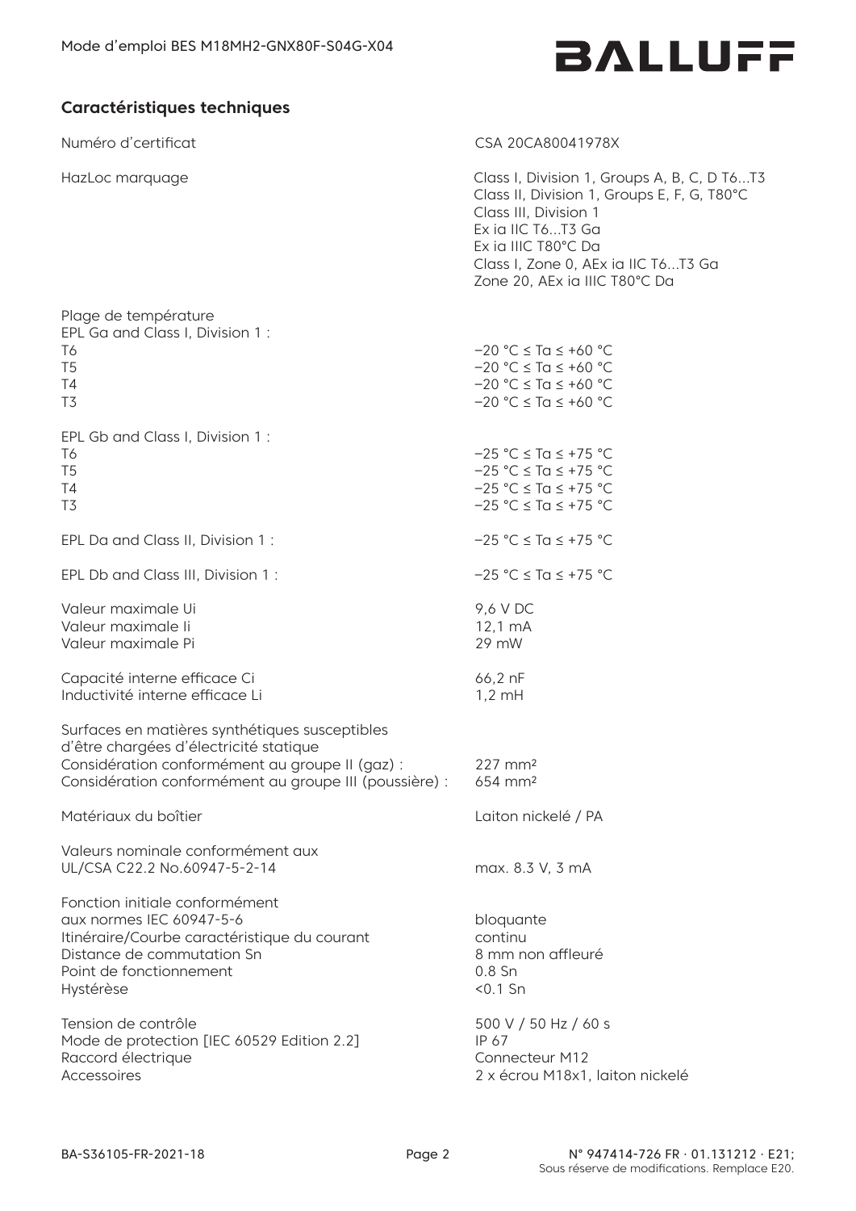## Caractéristiques techniques

| | |
|---|---|
| Numéro d'certificat | CSA 20CA80041978X |
| HazLoc marquage | Class I, Division 1, Groups A, B, C, D T6...T3<br>Class II, Division 1, Groups E, F, G, T80°C<br>Class III, Division 1<br>Ex ia IIC T6...T3 Ga<br>Ex ia IIIC T80°C Da<br>Class I, Zone 0, AEx ia IIC T6...T3 Ga<br>Zone 20, AEx ia IIIC T80°C Da |
| Plage de température<br>EPL Ga and Class I, Division 1 :<br>T6<br>T5<br>T4<br>T3 | <br><br>−20 °C ≤ Ta ≤ +60 °C<br>−20 °C ≤ Ta ≤ +60 °C<br>−20 °C ≤ Ta ≤ +60 °C<br>−20 °C ≤ Ta ≤ +60 °C |
| EPL Gb and Class I, Division 1 :<br>T6<br>T5<br>T4<br>T3 | <br>−25 °C ≤ Ta ≤ +75 °C<br>−25 °C ≤ Ta ≤ +75 °C<br>−25 °C ≤ Ta ≤ +75 °C<br>−25 °C ≤ Ta ≤ +75 °C |
| EPL Da and Class II, Division 1 : | −25 °C ≤ Ta ≤ +75 °C |
| EPL Db and Class III, Division 1 : | −25 °C ≤ Ta ≤ +75 °C |
| Valeur maximale Ui<br>Valeur maximale Ii<br>Valeur maximale Pi | 9,6 V DC<br>12,1 mA<br>29 mW |
| Capacité interne efficace Ci<br>Inductivité interne efficace Li | 66,2 nF<br>1,2 mH |
| Surfaces en matières synthétiques susceptibles d'être chargées d'électricité statique<br>Considération conformément au groupe II (gaz) :<br>Considération conformément au groupe III (poussière) : | <br><br>227 mm²<br>654 mm² |
| Matériaux du boîtier | Laiton nickelé / PA |
| Valeurs nominale conformément aux UL/CSA C22.2 No.60947-5-2-14 | max. 8.3 V, 3 mA |
| Fonction initiale conformément aux normes IEC 60947-5-6<br>Itinéraire/Courbe caractéristique du courant<br>Distance de commutation Sn<br>Point de fonctionnement<br>Hystérèse | bloquante<br>continu<br>8 mm non affleuré<br>0.8 Sn<br><0.1 Sn |
| Tension de contrôle<br>Mode de protection [IEC 60529 Edition 2.2]<br>Raccord électrique<br>Accessoires | 500 V / 50 Hz / 60 s<br>IP 67<br>Connecteur M12<br>2 x écrou M18x1, laiton nickelé |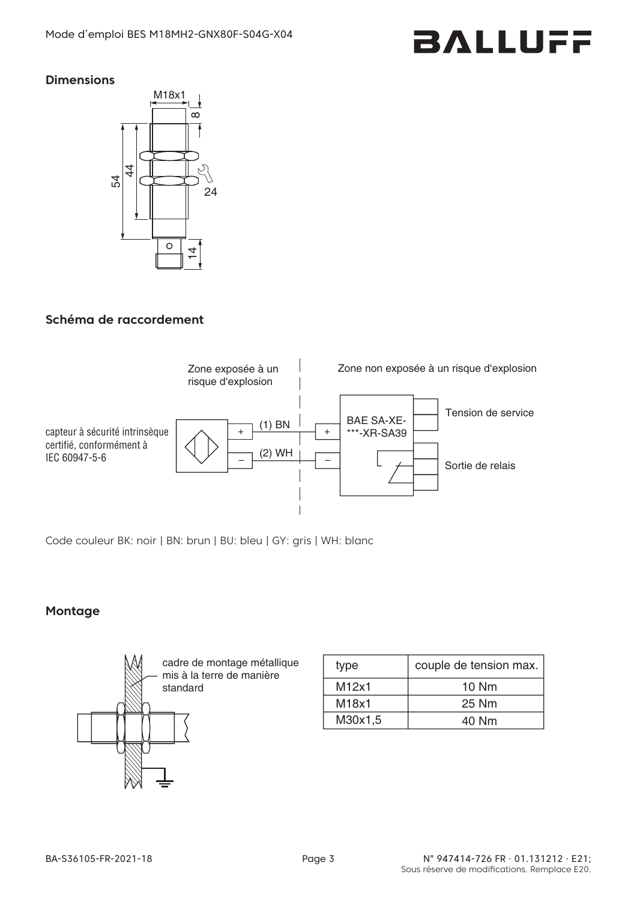## Dimensions

M18x1

8

54

44

24

14

## Schéma de raccordement

Zone exposée à un risque d'explosion

Zone non exposée à un risque d'explosion

capteur à sécurité intrinsèque certifié, conformément à IEC 60947-5-6

(1) BN

(2) WH

BAE SA-XE-***-XR-SA39

Tension de service

Sortie de relais

Code couleur BK: noir | BN: brun | BU: bleu | GY: gris | WH: blanc

## Montage

cadre de montage métallique mis à la terre de manière standard

| type | couple de tension max. |
|---|---|
| M12x1 | 10 Nm |
| M18x1 | 25 Nm |
| M30x1,5 | 40 Nm |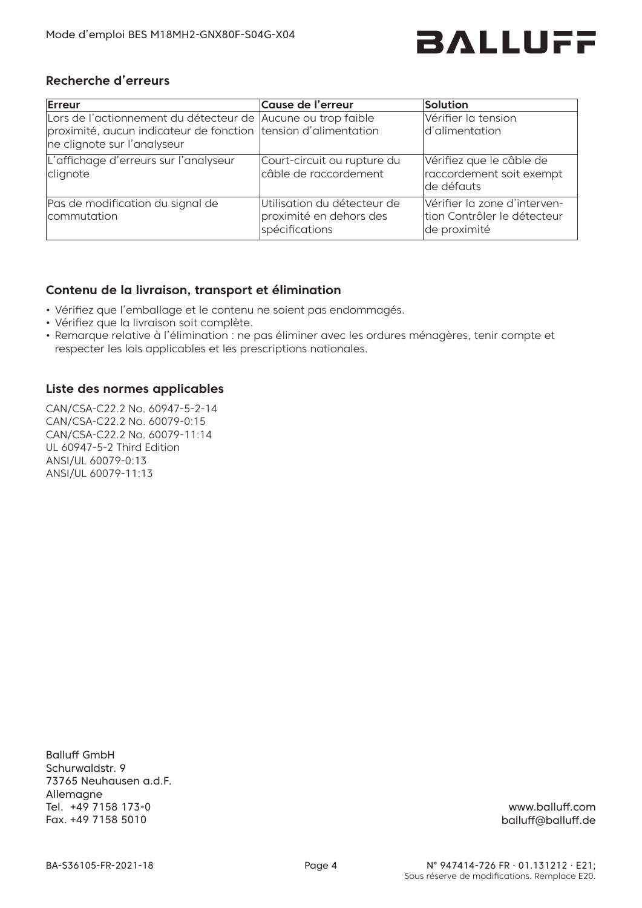## Recherche d'erreurs

| Erreur | Cause de l'erreur | Solution |
|---|---|---|
| Lors de l'actionnement du détecteur de proximité, aucun indicateur de fonction ne clignote sur l'analyseur | Aucune ou trop faible tension d'alimentation | Vérifier la tension d'alimentation |
| L'affichage d'erreurs sur l'analyseur clignote | Court-circuit ou rupture du câble de raccordement | Vérifiez que le câble de raccordement soit exempt de défauts |
| Pas de modification du signal de commutation | Utilisation du détecteur de proximité en dehors des spécifications | Vérifier la zone d'interven-tion Contrôler le détecteur de proximité |

## Contenu de la livraison, transport et élimination

- Vérifiez que l'emballage et le contenu ne soient pas endommagés.
- Vérifiez que la livraison soit complète.
- Remarque relative à l'élimination : ne pas éliminer avec les ordures ménagères, tenir compte et respecter les lois applicables et les prescriptions nationales.

## Liste des normes applicables

CAN/CSA-C22.2 No. 60947-5-2-14
CAN/CSA-C22.2 No. 60079-0:15
CAN/CSA-C22.2 No. 60079-11:14
UL 60947-5-2 Third Edition
ANSI/UL 60079-0:13
ANSI/UL 60079-11:13

Balluff GmbH
Schurwaldstr. 9
73765 Neuhausen a.d.F.
Allemagne
Tel. +49 7158 173-0
Fax. +49 7158 5010

www.balluff.com
balluff@balluff.de

BA-S36105-FR-2021-18

N° 947414-726 FR · 01.131212 · E21;
Sous réserve de modifications. Remplace E20.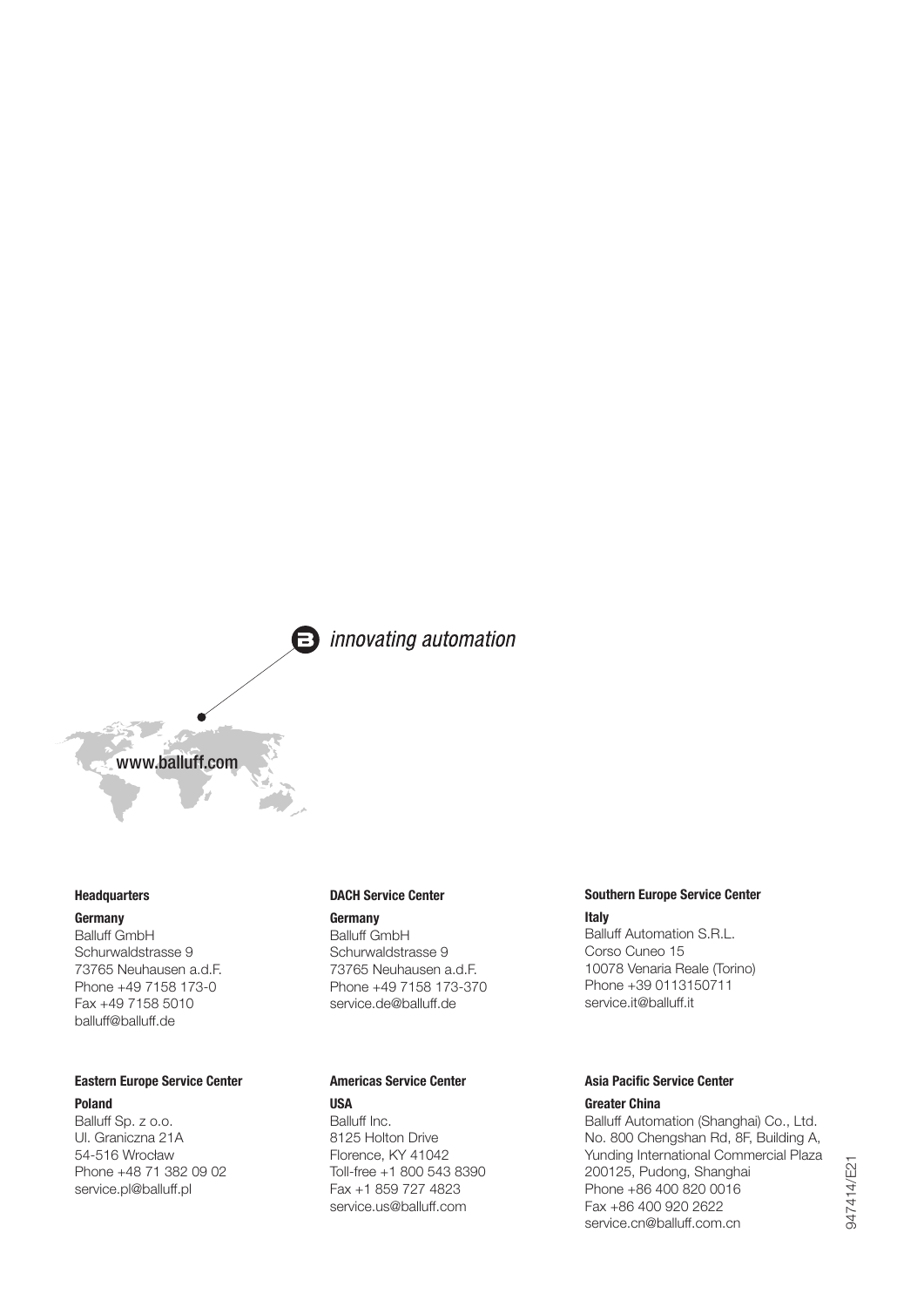*innovating automation*

www.balluff.com

**Headquarters**

**Germany**
Balluff GmbH
Schurwaldstrasse 9
73765 Neuhausen a.d.F.
Phone +49 7158 173-0
Fax +49 7158 5010
balluff@balluff.de

**DACH Service Center**

**Germany**
Balluff GmbH
Schurwaldstrasse 9
73765 Neuhausen a.d.F.
Phone +49 7158 173-370
service.de@balluff.de

**Southern Europe Service Center**

**Italy**
Balluff Automation S.R.L.
Corso Cuneo 15
10078 Venaria Reale (Torino)
Phone +39 0113150711
service.it@balluff.it

**Eastern Europe Service Center**

**Poland**
Balluff Sp. z o.o.
Ul. Graniczna 21A
54-516 Wrocław
Phone +48 71 382 09 02
service.pl@balluff.pl

**Americas Service Center**

**USA**
Balluff Inc.
8125 Holton Drive
Florence, KY 41042
Toll-free +1 800 543 8390
Fax +1 859 727 4823
service.us@balluff.com

**Asia Pacific Service Center**

**Greater China**
Balluff Automation (Shanghai) Co., Ltd.
No. 800 Chengshan Rd, 8F, Building A,
Yunding International Commercial Plaza
200125, Pudong, Shanghai
Phone +86 400 820 0016
Fax +86 400 920 2622
service.cn@balluff.com.cn

947414/E21